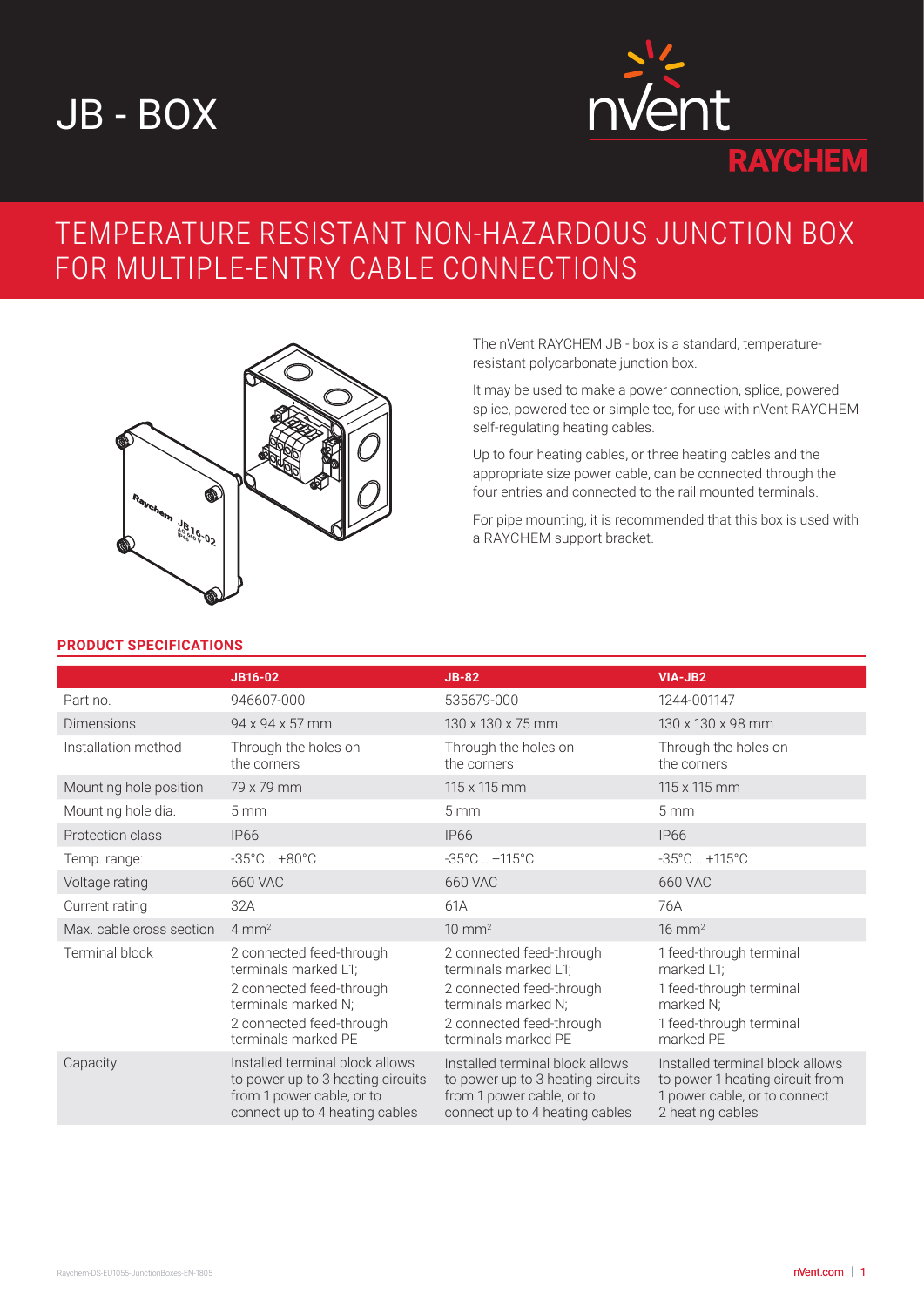# JB - BOX

nVent RAYCHEM

## TEMPERATURE RESISTANT NON-HAZARDOUS JUNCTION BOX FOR MULTIPLE-ENTRY CABLE CONNECTIONS

The nVent RAYCHEM JB - box is a standard, temperature-resistant polycarbonate junction box.

It may be used to make a power connection, splice, powered splice, powered tee or simple tee, for use with nVent RAYCHEM self-regulating heating cables.

Up to four heating cables, or three heating cables and the appropriate size power cable, can be connected through the four entries and connected to the rail mounted terminals.

For pipe mounting, it is recommended that this box is used with a RAYCHEM support bracket.

### PRODUCT SPECIFICATIONS

| | JB16-02 | JB-82 | VIA-JB2 |
|---|---|---|---|
| Part no. | 946607-000 | 535679-000 | 1244-001147 |
| Dimensions | 94 x 94 x 57 mm | 130 x 130 x 75 mm | 130 x 130 x 98 mm |
| Installation method | Through the holes on the corners | Through the holes on the corners | Through the holes on the corners |
| Mounting hole position | 79 x 79 mm | 115 x 115 mm | 115 x 115 mm |
| Mounting hole dia. | 5 mm | 5 mm | 5 mm |
| Protection class | IP66 | IP66 | IP66 |
| Temp. range: | -35°C .. +80°C | -35°C .. +115°C | -35°C .. +115°C |
| Voltage rating | 660 VAC | 660 VAC | 660 VAC |
| Current rating | 32A | 61A | 76A |
| Max. cable cross section | 4 mm² | 10 mm² | 16 mm² |
| Terminal block | 2 connected feed-through terminals marked L1; 2 connected feed-through terminals marked N; 2 connected feed-through terminals marked PE | 2 connected feed-through terminals marked L1; 2 connected feed-through terminals marked N; 2 connected feed-through terminals marked PE | 1 feed-through terminal marked L1; 1 feed-through terminal marked N; 1 feed-through terminal marked PE |
| Capacity | Installed terminal block allows to power up to 3 heating circuits from 1 power cable, or to connect up to 4 heating cables | Installed terminal block allows to power up to 3 heating circuits from 1 power cable, or to connect up to 4 heating cables | Installed terminal block allows to power 1 heating circuit from 1 power cable, or to connect 2 heating cables |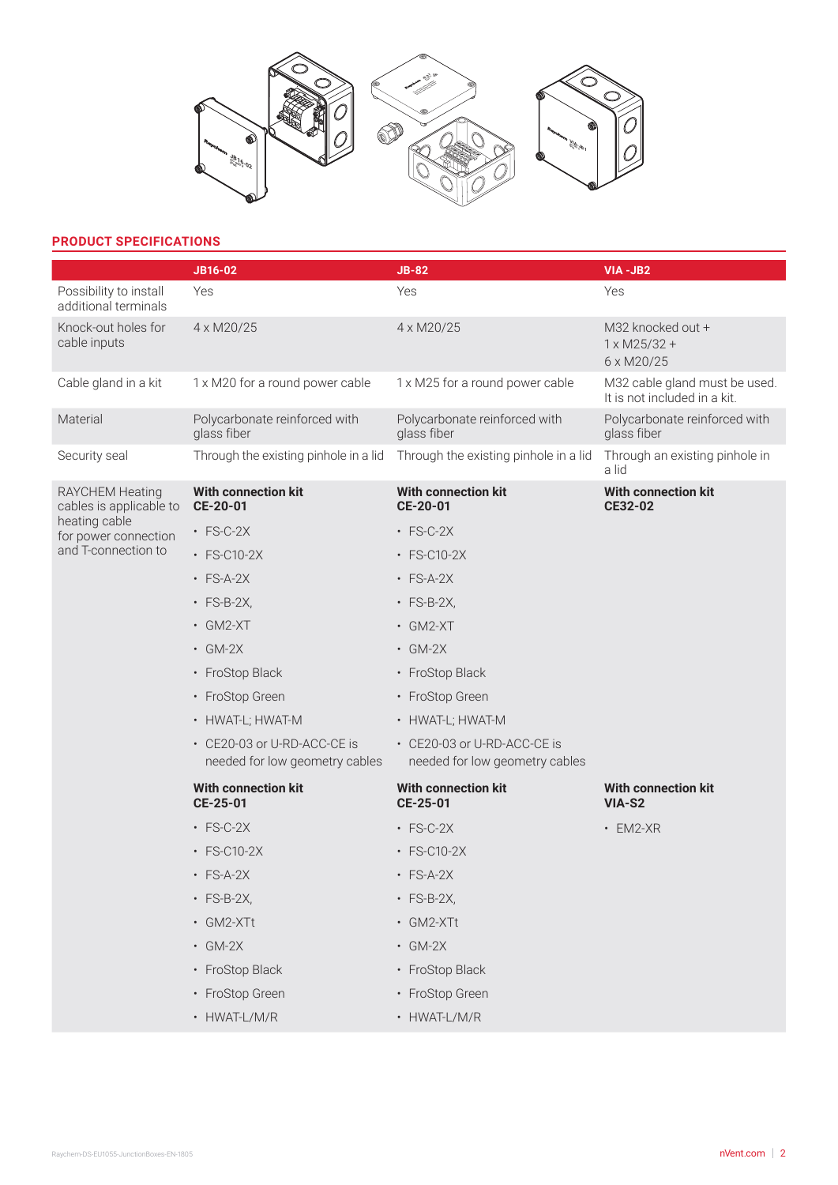## PRODUCT SPECIFICATIONS

| | JB16-02 | JB-82 | VIA -JB2 |
|---|---|---|---|
| Possibility to install additional terminals | Yes | Yes | Yes |
| Knock-out holes for cable inputs | 4 x M20/25 | 4 x M20/25 | M32 knocked out +<br>1 x M25/32 +<br>6 x M20/25 |
| Cable gland in a kit | 1 x M20 for a round power cable | 1 x M25 for a round power cable | M32 cable gland must be used. It is not included in a kit. |
| Material | Polycarbonate reinforced with glass fiber | Polycarbonate reinforced with glass fiber | Polycarbonate reinforced with glass fiber |
| Security seal | Through the existing pinhole in a lid | Through the existing pinhole in a lid | Through an existing pinhole in a lid |
| RAYCHEM Heating cables is applicable to heating cable for power connection and T-connection to | **With connection kit CE-20-01**<br>• FS-C-2X<br>• FS-C10-2X<br>• FS-A-2X<br>• FS-B-2X,<br>• GM2-XT<br>• GM-2X<br>• FroStop Black<br>• FroStop Green<br>• HWAT-L; HWAT-M<br>• CE20-03 or U-RD-ACC-CE is needed for low geometry cables | **With connection kit CE-20-01**<br>• FS-C-2X<br>• FS-C10-2X<br>• FS-A-2X<br>• FS-B-2X,<br>• GM2-XT<br>• GM-2X<br>• FroStop Black<br>• FroStop Green<br>• HWAT-L; HWAT-M<br>• CE20-03 or U-RD-ACC-CE is needed for low geometry cables | **With connection kit CE32-02** |
| | **With connection kit CE-25-01**<br>• FS-C-2X<br>• FS-C10-2X<br>• FS-A-2X<br>• FS-B-2X,<br>• GM2-XTt<br>• GM-2X<br>• FroStop Black<br>• FroStop Green<br>• HWAT-L/M/R | **With connection kit CE-25-01**<br>• FS-C-2X<br>• FS-C10-2X<br>• FS-A-2X<br>• FS-B-2X,<br>• GM2-XTt<br>• GM-2X<br>• FroStop Black<br>• FroStop Green<br>• HWAT-L/M/R | **With connection kit VIA-S2**<br>• EM2-XR |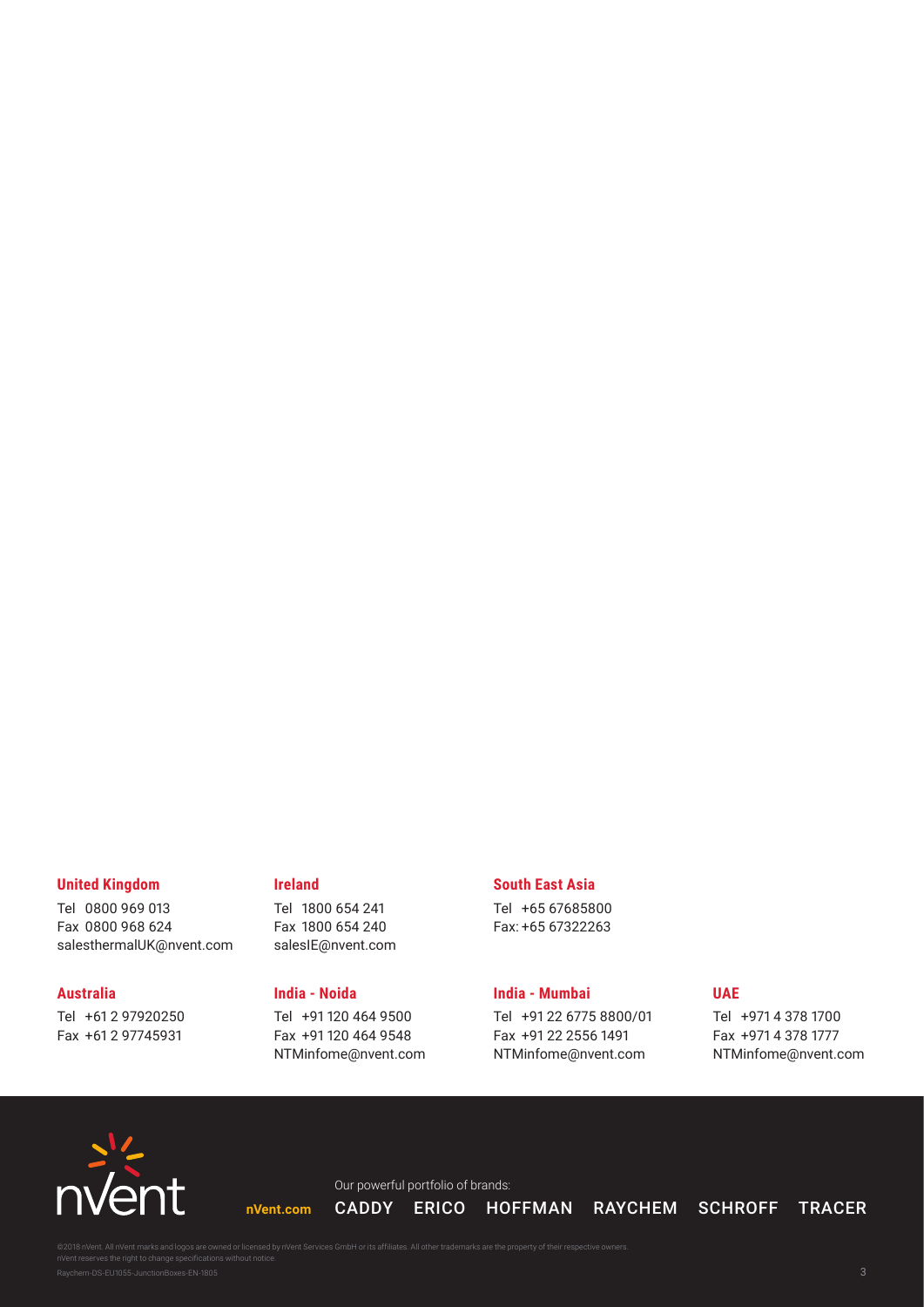### United Kingdom

Tel 0800 969 013
Fax 0800 968 624
salesthermalUK@nvent.com

### Ireland

Tel 1800 654 241
Fax 1800 654 240
salesIE@nvent.com

### South East Asia

Tel +65 67685800
Fax: +65 67322263

### Australia

Tel +61 2 97920250
Fax +61 2 97745931

### India - Noida

Tel +91 120 464 9500
Fax +91 120 464 9548
NTMinfome@nvent.com

### India - Mumbai

Tel +91 22 6775 8800/01
Fax +91 22 2556 1491
NTMinfome@nvent.com

### UAE

Tel +971 4 378 1700
Fax +971 4 378 1777
NTMinfome@nvent.com

nVent.com

Our powerful portfolio of brands:

CADDY ERICO HOFFMAN RAYCHEM SCHROFF TRACER

©2018 nVent. All nVent marks and logos are owned or licensed by nVent Services GmbH or its affiliates. All other trademarks are the property of their respective owners.
nVent reserves the right to change specifications without notice.

Raychem-DS-EU1055-JunctionBoxes-EN-1805